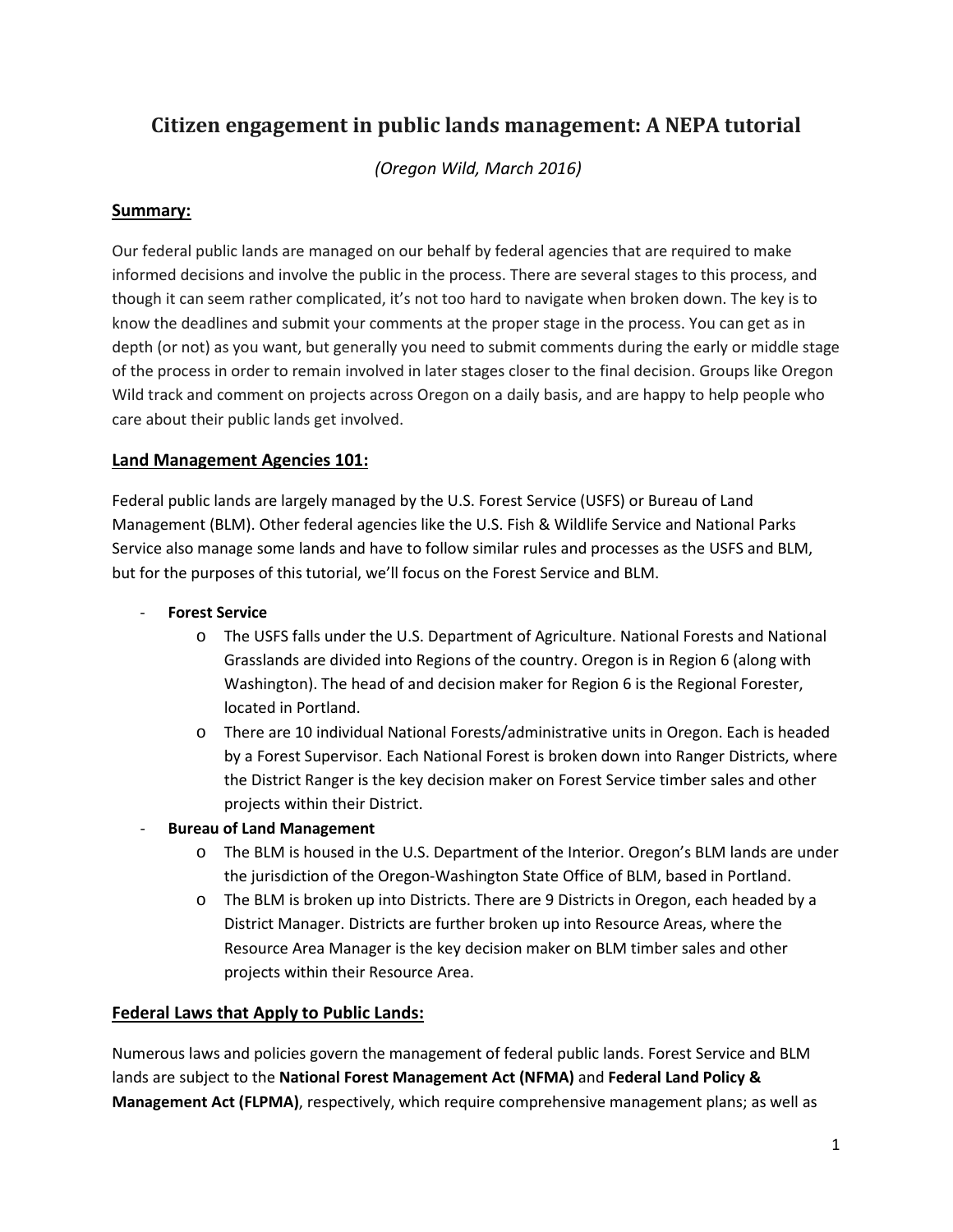# Citizen engagement in public lands management: A NEPA tutorial

*(Oregon Wild, March 2016)*

## Summary:

Our federal public lands are managed on our behalf by federal agencies that are required to make informed decisions and involve the public in the process. There are several stages to this process, and though it can seem rather complicated, it's not too hard to navigate when broken down. The key is to know the deadlines and submit your comments at the proper stage in the process. You can get as in depth (or not) as you want, but generally you need to submit comments during the early or middle stage of the process in order to remain involved in later stages closer to the final decision. Groups like Oregon Wild track and comment on projects across Oregon on a daily basis, and are happy to help people who care about their public lands get involved.

## Land Management Agencies 101:

Federal public lands are largely managed by the U.S. Forest Service (USFS) or Bureau of Land Management (BLM). Other federal agencies like the U.S. Fish & Wildlife Service and National Parks Service also manage some lands and have to follow similar rules and processes as the USFS and BLM, but for the purposes of this tutorial, we'll focus on the Forest Service and BLM.

- **Forest Service**
  - The USFS falls under the U.S. Department of Agriculture. National Forests and National Grasslands are divided into Regions of the country. Oregon is in Region 6 (along with Washington). The head of and decision maker for Region 6 is the Regional Forester, located in Portland.
  - There are 10 individual National Forests/administrative units in Oregon. Each is headed by a Forest Supervisor. Each National Forest is broken down into Ranger Districts, where the District Ranger is the key decision maker on Forest Service timber sales and other projects within their District.
- **Bureau of Land Management**
  - The BLM is housed in the U.S. Department of the Interior. Oregon's BLM lands are under the jurisdiction of the Oregon-Washington State Office of BLM, based in Portland.
  - The BLM is broken up into Districts. There are 9 Districts in Oregon, each headed by a District Manager. Districts are further broken up into Resource Areas, where the Resource Area Manager is the key decision maker on BLM timber sales and other projects within their Resource Area.

## Federal Laws that Apply to Public Lands:

Numerous laws and policies govern the management of federal public lands. Forest Service and BLM lands are subject to the **National Forest Management Act (NFMA)** and **Federal Land Policy & Management Act (FLPMA)**, respectively, which require comprehensive management plans; as well as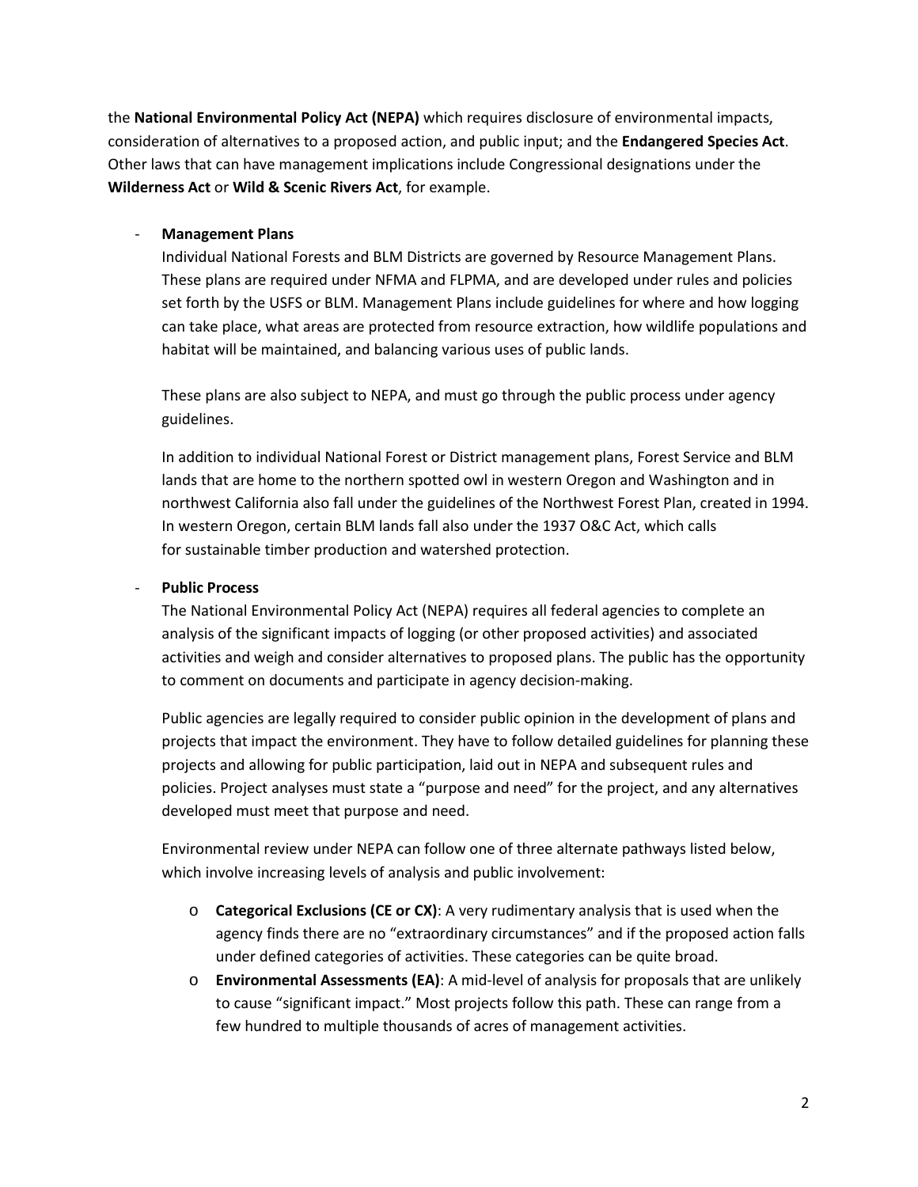the **National Environmental Policy Act (NEPA)** which requires disclosure of environmental impacts, consideration of alternatives to a proposed action, and public input; and the **Endangered Species Act**. Other laws that can have management implications include Congressional designations under the **Wilderness Act** or **Wild & Scenic Rivers Act**, for example.

- **Management Plans**

  Individual National Forests and BLM Districts are governed by Resource Management Plans. These plans are required under NFMA and FLPMA, and are developed under rules and policies set forth by the USFS or BLM. Management Plans include guidelines for where and how logging can take place, what areas are protected from resource extraction, how wildlife populations and habitat will be maintained, and balancing various uses of public lands.

  These plans are also subject to NEPA, and must go through the public process under agency guidelines.

  In addition to individual National Forest or District management plans, Forest Service and BLM lands that are home to the northern spotted owl in western Oregon and Washington and in northwest California also fall under the guidelines of the Northwest Forest Plan, created in 1994. In western Oregon, certain BLM lands fall also under the 1937 O&C Act, which calls for sustainable timber production and watershed protection.

- **Public Process**

  The National Environmental Policy Act (NEPA) requires all federal agencies to complete an analysis of the significant impacts of logging (or other proposed activities) and associated activities and weigh and consider alternatives to proposed plans. The public has the opportunity to comment on documents and participate in agency decision-making.

  Public agencies are legally required to consider public opinion in the development of plans and projects that impact the environment. They have to follow detailed guidelines for planning these projects and allowing for public participation, laid out in NEPA and subsequent rules and policies. Project analyses must state a "purpose and need" for the project, and any alternatives developed must meet that purpose and need.

  Environmental review under NEPA can follow one of three alternate pathways listed below, which involve increasing levels of analysis and public involvement:

  - **Categorical Exclusions (CE or CX)**: A very rudimentary analysis that is used when the agency finds there are no "extraordinary circumstances" and if the proposed action falls under defined categories of activities. These categories can be quite broad.
  - **Environmental Assessments (EA)**: A mid-level of analysis for proposals that are unlikely to cause "significant impact." Most projects follow this path. These can range from a few hundred to multiple thousands of acres of management activities.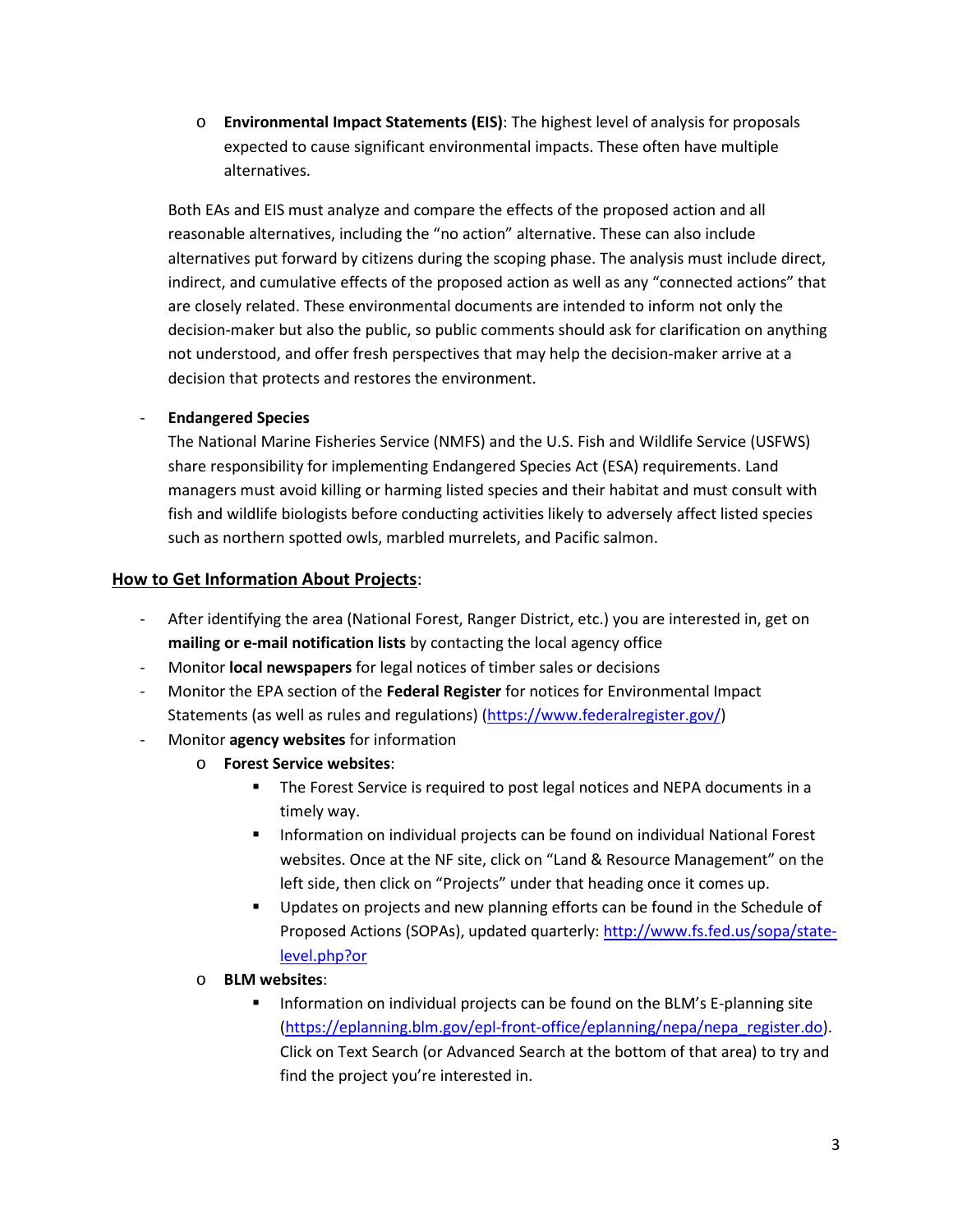- **Environmental Impact Statements (EIS)**: The highest level of analysis for proposals expected to cause significant environmental impacts. These often have multiple alternatives.

Both EAs and EIS must analyze and compare the effects of the proposed action and all reasonable alternatives, including the "no action" alternative. These can also include alternatives put forward by citizens during the scoping phase. The analysis must include direct, indirect, and cumulative effects of the proposed action as well as any "connected actions" that are closely related. These environmental documents are intended to inform not only the decision-maker but also the public, so public comments should ask for clarification on anything not understood, and offer fresh perspectives that may help the decision-maker arrive at a decision that protects and restores the environment.

- **Endangered Species**
  The National Marine Fisheries Service (NMFS) and the U.S. Fish and Wildlife Service (USFWS) share responsibility for implementing Endangered Species Act (ESA) requirements. Land managers must avoid killing or harming listed species and their habitat and must consult with fish and wildlife biologists before conducting activities likely to adversely affect listed species such as northern spotted owls, marbled murrelets, and Pacific salmon.

## How to Get Information About Projects:

- After identifying the area (National Forest, Ranger District, etc.) you are interested in, get on **mailing or e-mail notification lists** by contacting the local agency office
- Monitor **local newspapers** for legal notices of timber sales or decisions
- Monitor the EPA section of the **Federal Register** for notices for Environmental Impact Statements (as well as rules and regulations) (https://www.federalregister.gov/)
- Monitor **agency websites** for information
  - **Forest Service websites**:
    - The Forest Service is required to post legal notices and NEPA documents in a timely way.
    - Information on individual projects can be found on individual National Forest websites. Once at the NF site, click on "Land & Resource Management" on the left side, then click on "Projects" under that heading once it comes up.
    - Updates on projects and new planning efforts can be found in the Schedule of Proposed Actions (SOPAs), updated quarterly: http://www.fs.fed.us/sopa/state-level.php?or
  - **BLM websites**:
    - Information on individual projects can be found on the BLM's E-planning site (https://eplanning.blm.gov/epl-front-office/eplanning/nepa/nepa_register.do). Click on Text Search (or Advanced Search at the bottom of that area) to try and find the project you're interested in.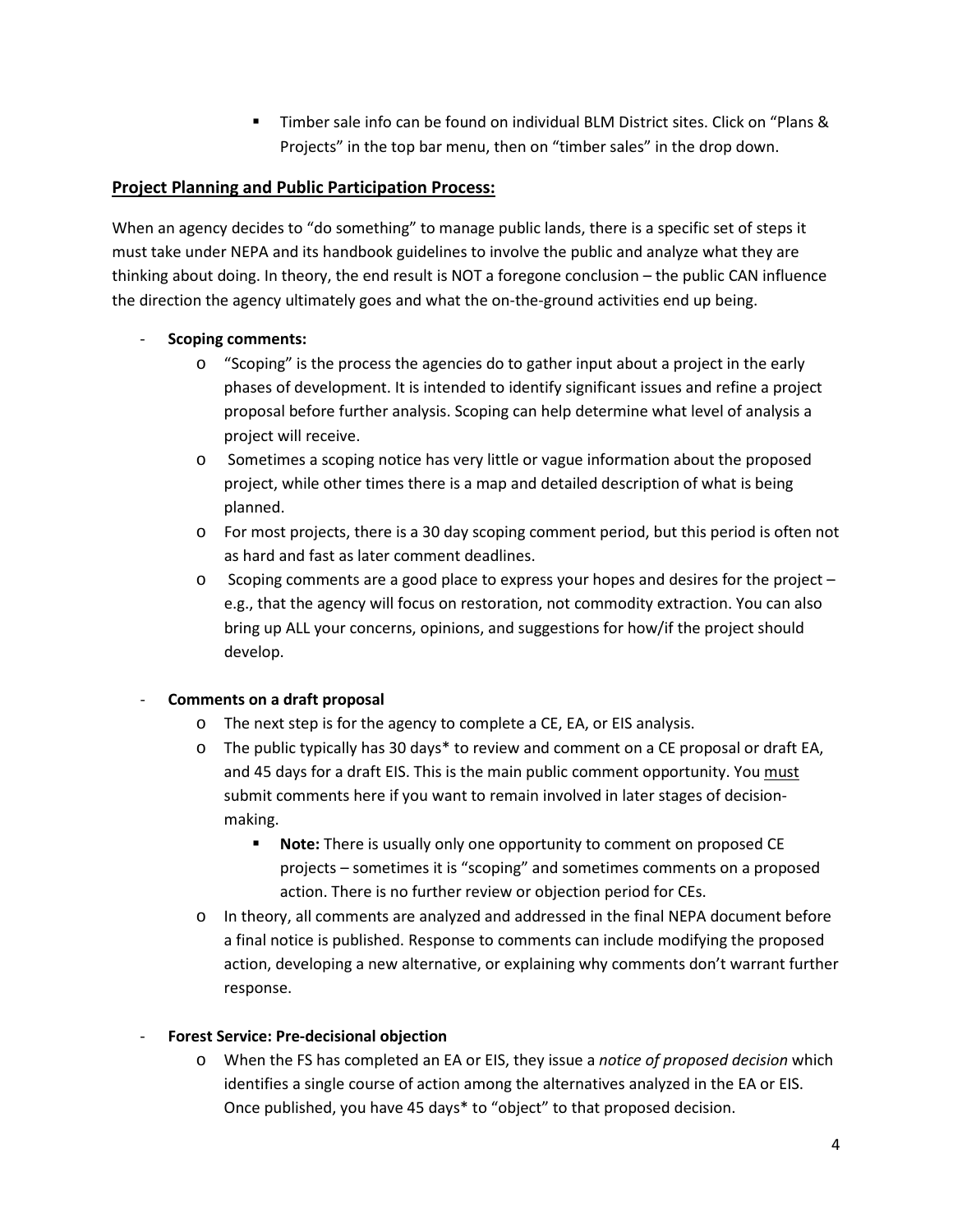- Timber sale info can be found on individual BLM District sites. Click on "Plans & Projects" in the top bar menu, then on "timber sales" in the drop down.

## Project Planning and Public Participation Process:

When an agency decides to "do something" to manage public lands, there is a specific set of steps it must take under NEPA and its handbook guidelines to involve the public and analyze what they are thinking about doing. In theory, the end result is NOT a foregone conclusion – the public CAN influence the direction the agency ultimately goes and what the on-the-ground activities end up being.

- **Scoping comments:**
  - "Scoping" is the process the agencies do to gather input about a project in the early phases of development. It is intended to identify significant issues and refine a project proposal before further analysis. Scoping can help determine what level of analysis a project will receive.
  - Sometimes a scoping notice has very little or vague information about the proposed project, while other times there is a map and detailed description of what is being planned.
  - For most projects, there is a 30 day scoping comment period, but this period is often not as hard and fast as later comment deadlines.
  - Scoping comments are a good place to express your hopes and desires for the project – e.g., that the agency will focus on restoration, not commodity extraction. You can also bring up ALL your concerns, opinions, and suggestions for how/if the project should develop.

- **Comments on a draft proposal**
  - The next step is for the agency to complete a CE, EA, or EIS analysis.
  - The public typically has 30 days* to review and comment on a CE proposal or draft EA, and 45 days for a draft EIS. This is the main public comment opportunity. You <u>must</u> submit comments here if you want to remain involved in later stages of decision-making.
    - **Note:** There is usually only one opportunity to comment on proposed CE projects – sometimes it is "scoping" and sometimes comments on a proposed action. There is no further review or objection period for CEs.
  - In theory, all comments are analyzed and addressed in the final NEPA document before a final notice is published. Response to comments can include modifying the proposed action, developing a new alternative, or explaining why comments don't warrant further response.

- **Forest Service: Pre-decisional objection**
  - When the FS has completed an EA or EIS, they issue a *notice of proposed decision* which identifies a single course of action among the alternatives analyzed in the EA or EIS. Once published, you have 45 days* to "object" to that proposed decision.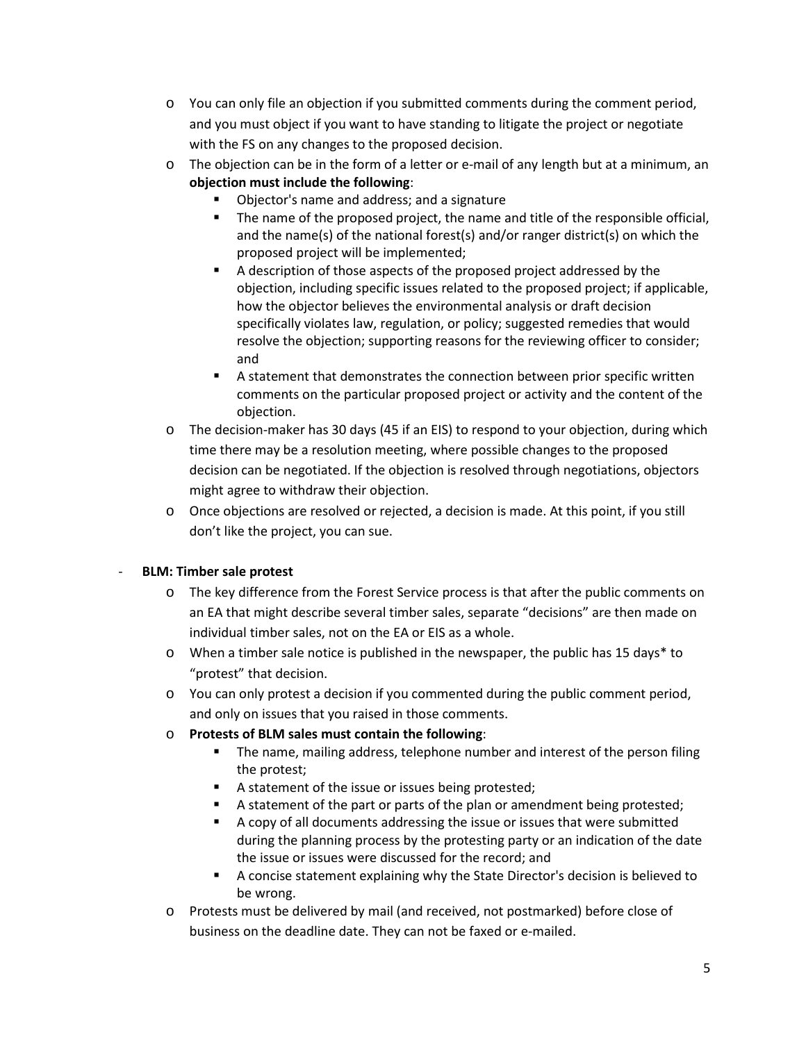- You can only file an objection if you submitted comments during the comment period, and you must object if you want to have standing to litigate the project or negotiate with the FS on any changes to the proposed decision.
  - The objection can be in the form of a letter or e-mail of any length but at a minimum, an **objection must include the following**:
    - Objector's name and address; and a signature
    - The name of the proposed project, the name and title of the responsible official, and the name(s) of the national forest(s) and/or ranger district(s) on which the proposed project will be implemented;
    - A description of those aspects of the proposed project addressed by the objection, including specific issues related to the proposed project; if applicable, how the objector believes the environmental analysis or draft decision specifically violates law, regulation, or policy; suggested remedies that would resolve the objection; supporting reasons for the reviewing officer to consider; and
    - A statement that demonstrates the connection between prior specific written comments on the particular proposed project or activity and the content of the objection.
  - The decision-maker has 30 days (45 if an EIS) to respond to your objection, during which time there may be a resolution meeting, where possible changes to the proposed decision can be negotiated. If the objection is resolved through negotiations, objectors might agree to withdraw their objection.
  - Once objections are resolved or rejected, a decision is made. At this point, if you still don't like the project, you can sue.

- **BLM: Timber sale protest**
  - The key difference from the Forest Service process is that after the public comments on an EA that might describe several timber sales, separate "decisions" are then made on individual timber sales, not on the EA or EIS as a whole.
  - When a timber sale notice is published in the newspaper, the public has 15 days* to "protest" that decision.
  - You can only protest a decision if you commented during the public comment period, and only on issues that you raised in those comments.
  - **Protests of BLM sales must contain the following**:
    - The name, mailing address, telephone number and interest of the person filing the protest;
    - A statement of the issue or issues being protested;
    - A statement of the part or parts of the plan or amendment being protested;
    - A copy of all documents addressing the issue or issues that were submitted during the planning process by the protesting party or an indication of the date the issue or issues were discussed for the record; and
    - A concise statement explaining why the State Director's decision is believed to be wrong.
  - Protests must be delivered by mail (and received, not postmarked) before close of business on the deadline date. They can not be faxed or e-mailed.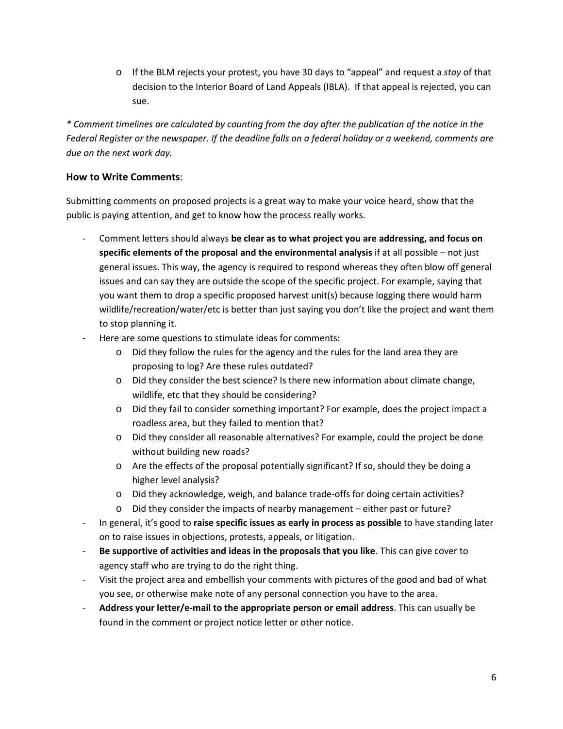- If the BLM rejects your protest, you have 30 days to "appeal" and request a *stay* of that decision to the Interior Board of Land Appeals (IBLA). If that appeal is rejected, you can sue.

*\* Comment timelines are calculated by counting from the day after the publication of the notice in the Federal Register or the newspaper. If the deadline falls on a federal holiday or a weekend, comments are due on the next work day.*

## <u>How to Write Comments</u>:

Submitting comments on proposed projects is a great way to make your voice heard, show that the public is paying attention, and get to know how the process really works.

- Comment letters should always **be clear as to what project you are addressing, and focus on specific elements of the proposal and the environmental analysis** if at all possible – not just general issues. This way, the agency is required to respond whereas they often blow off general issues and can say they are outside the scope of the specific project. For example, saying that you want them to drop a specific proposed harvest unit(s) because logging there would harm wildlife/recreation/water/etc is better than just saying you don't like the project and want them to stop planning it.
- Here are some questions to stimulate ideas for comments:
  - Did they follow the rules for the agency and the rules for the land area they are proposing to log? Are these rules outdated?
  - Did they consider the best science? Is there new information about climate change, wildlife, etc that they should be considering?
  - Did they fail to consider something important? For example, does the project impact a roadless area, but they failed to mention that?
  - Did they consider all reasonable alternatives? For example, could the project be done without building new roads?
  - Are the effects of the proposal potentially significant? If so, should they be doing a higher level analysis?
  - Did they acknowledge, weigh, and balance trade-offs for doing certain activities?
  - Did they consider the impacts of nearby management – either past or future?
- In general, it's good to **raise specific issues as early in process as possible** to have standing later on to raise issues in objections, protests, appeals, or litigation.
- **Be supportive of activities and ideas in the proposals that you like**. This can give cover to agency staff who are trying to do the right thing.
- Visit the project area and embellish your comments with pictures of the good and bad of what you see, or otherwise make note of any personal connection you have to the area.
- **Address your letter/e-mail to the appropriate person or email address**. This can usually be found in the comment or project notice letter or other notice.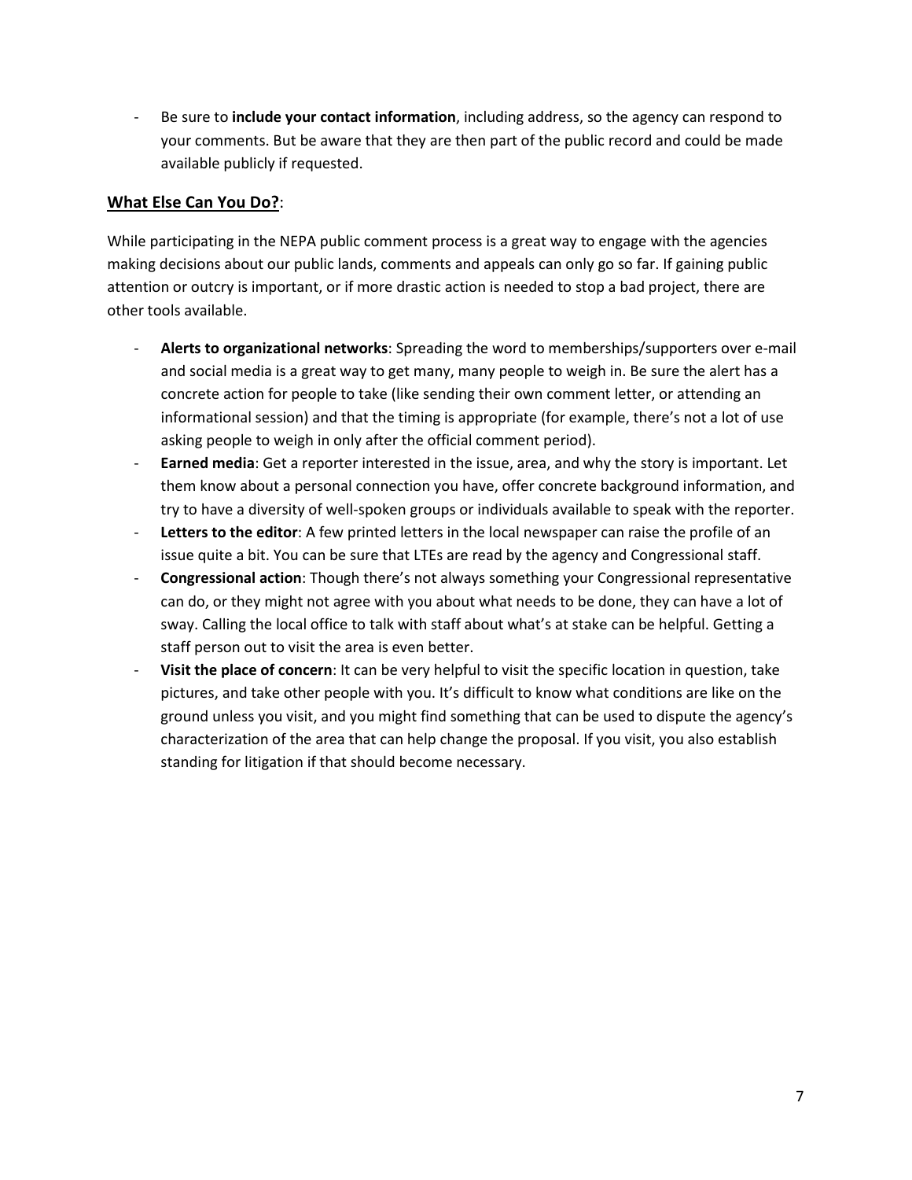- Be sure to **include your contact information**, including address, so the agency can respond to your comments. But be aware that they are then part of the public record and could be made available publicly if requested.

**<u>What Else Can You Do?</u>**:

While participating in the NEPA public comment process is a great way to engage with the agencies making decisions about our public lands, comments and appeals can only go so far. If gaining public attention or outcry is important, or if more drastic action is needed to stop a bad project, there are other tools available.

- **Alerts to organizational networks**: Spreading the word to memberships/supporters over e-mail and social media is a great way to get many, many people to weigh in. Be sure the alert has a concrete action for people to take (like sending their own comment letter, or attending an informational session) and that the timing is appropriate (for example, there's not a lot of use asking people to weigh in only after the official comment period).
- **Earned media**: Get a reporter interested in the issue, area, and why the story is important. Let them know about a personal connection you have, offer concrete background information, and try to have a diversity of well-spoken groups or individuals available to speak with the reporter.
- **Letters to the editor**: A few printed letters in the local newspaper can raise the profile of an issue quite a bit. You can be sure that LTEs are read by the agency and Congressional staff.
- **Congressional action**: Though there's not always something your Congressional representative can do, or they might not agree with you about what needs to be done, they can have a lot of sway. Calling the local office to talk with staff about what's at stake can be helpful. Getting a staff person out to visit the area is even better.
- **Visit the place of concern**: It can be very helpful to visit the specific location in question, take pictures, and take other people with you. It's difficult to know what conditions are like on the ground unless you visit, and you might find something that can be used to dispute the agency's characterization of the area that can help change the proposal. If you visit, you also establish standing for litigation if that should become necessary.